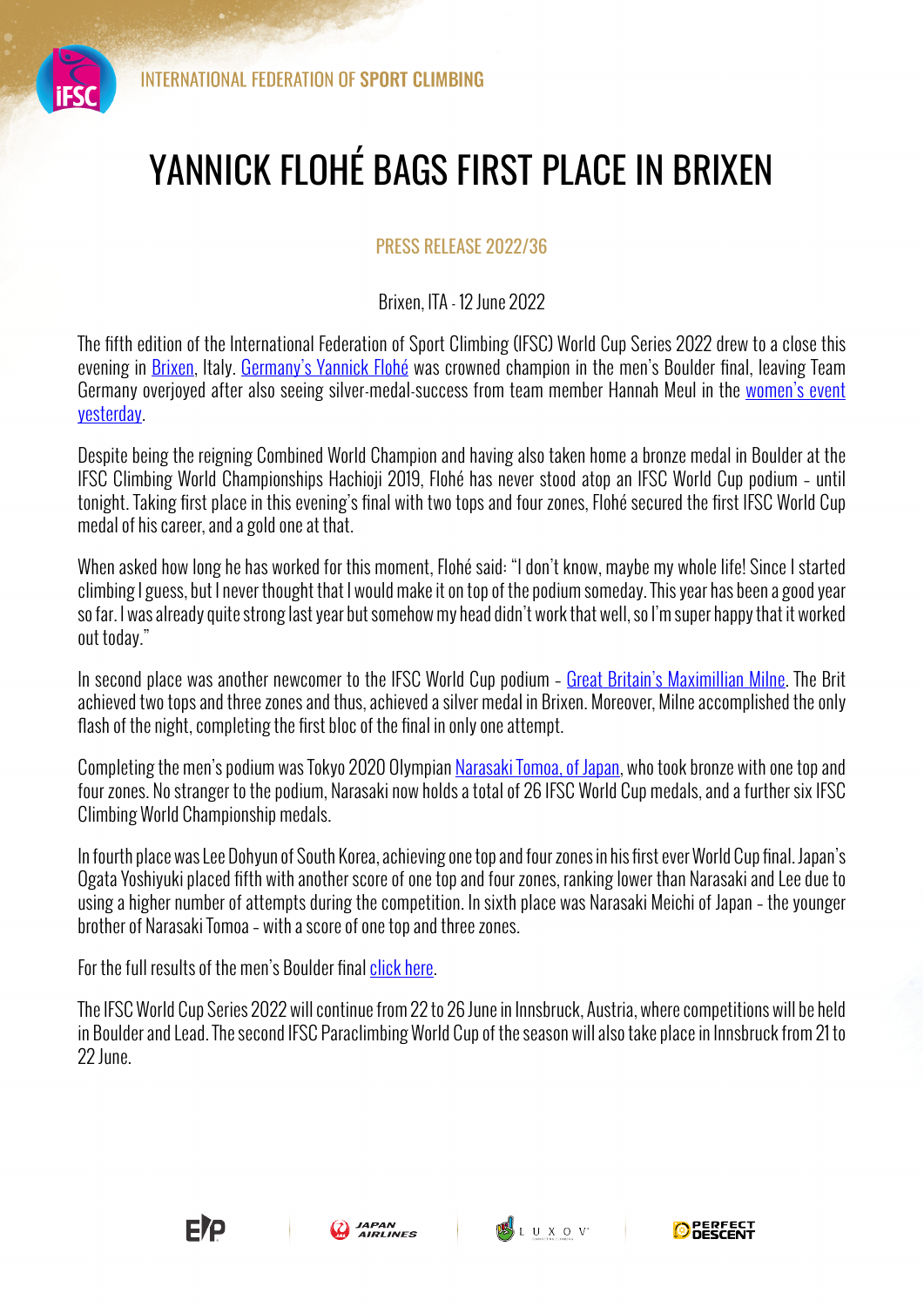INTERNATIONAL FEDERATION OF **SPORT CLIMBING**

# YANNICK FLOHÉ BAGS FIRST PLACE IN BRIXEN

PRESS RELEASE 2022/36

Brixen, ITA - 12 June 2022

The fifth edition of the International Federation of Sport Climbing (IFSC) World Cup Series 2022 drew to a close this evening in Brixen, Italy. Germany's Yannick Flohé was crowned champion in the men's Boulder final, leaving Team Germany overjoyed after also seeing silver-medal-success from team member Hannah Meul in the women's event yesterday.

Despite being the reigning Combined World Champion and having also taken home a bronze medal in Boulder at the IFSC Climbing World Championships Hachioji 2019, Flohé has never stood atop an IFSC World Cup podium – until tonight. Taking first place in this evening's final with two tops and four zones, Flohé secured the first IFSC World Cup medal of his career, and a gold one at that.

When asked how long he has worked for this moment, Flohé said: "I don't know, maybe my whole life! Since I started climbing I guess, but I never thought that I would make it on top of the podium someday. This year has been a good year so far. I was already quite strong last year but somehow my head didn't work that well, so I'm super happy that it worked out today."

In second place was another newcomer to the IFSC World Cup podium – Great Britain's Maximillian Milne. The Brit achieved two tops and three zones and thus, achieved a silver medal in Brixen. Moreover, Milne accomplished the only flash of the night, completing the first bloc of the final in only one attempt.

Completing the men's podium was Tokyo 2020 Olympian Narasaki Tomoa, of Japan, who took bronze with one top and four zones. No stranger to the podium, Narasaki now holds a total of 26 IFSC World Cup medals, and a further six IFSC Climbing World Championship medals.

In fourth place was Lee Dohyun of South Korea, achieving one top and four zones in his first ever World Cup final. Japan's Ogata Yoshiyuki placed fifth with another score of one top and four zones, ranking lower than Narasaki and Lee due to using a higher number of attempts during the competition. In sixth place was Narasaki Meichi of Japan – the younger brother of Narasaki Tomoa – with a score of one top and three zones.

For the full results of the men's Boulder final click here.

The IFSC World Cup Series 2022 will continue from 22 to 26 June in Innsbruck, Austria, where competitions will be held in Boulder and Lead. The second IFSC Paraclimbing World Cup of the season will also take place in Innsbruck from 21 to 22 June.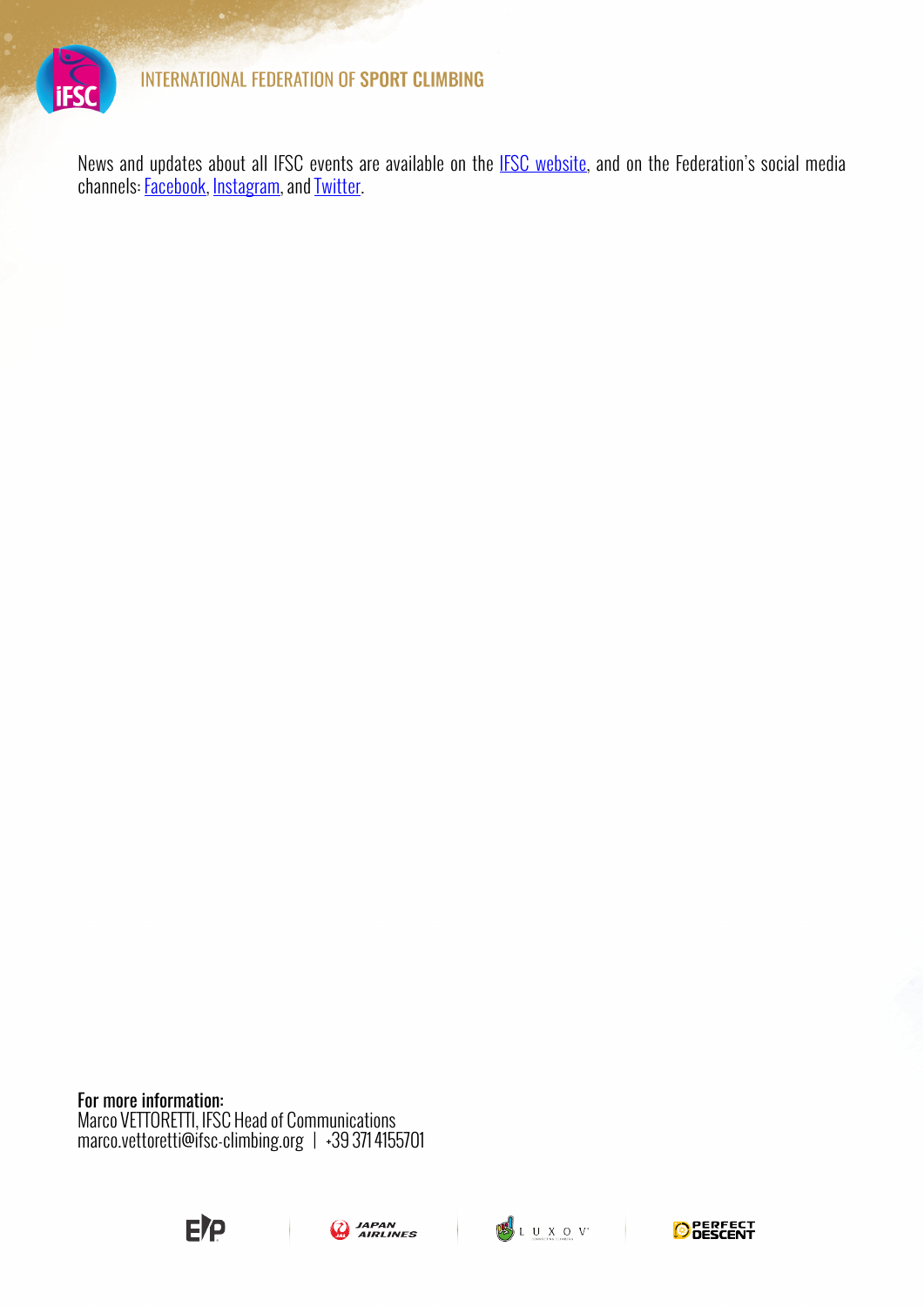News and updates about all IFSC events are available on the IFSC website, and on the Federation's social media channels: Facebook, Instagram, and Twitter.

**For more information:**
Marco VETTORETTI, IFSC Head of Communications
marco.vettoretti@ifsc-climbing.org | +39 371 4155701